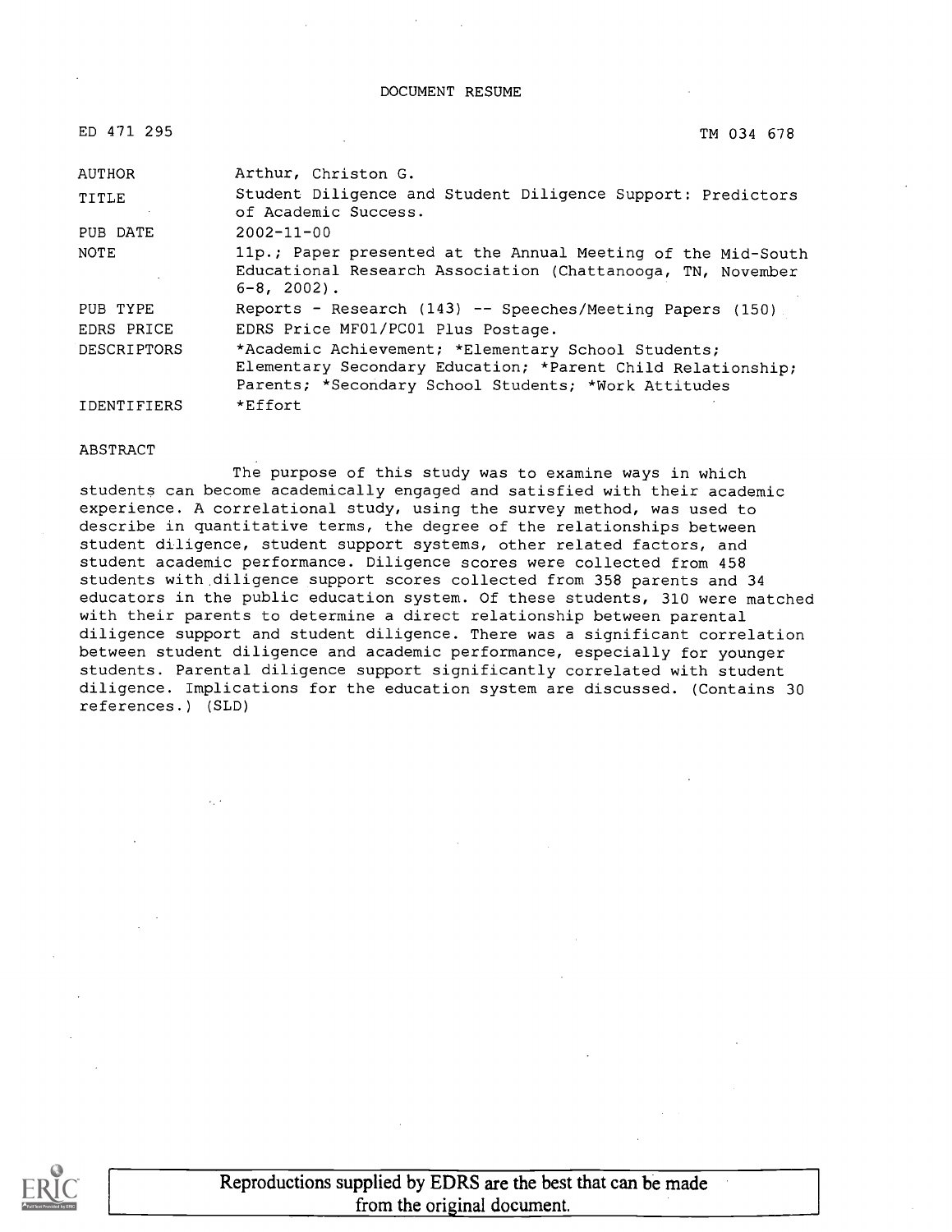DOCUMENT RESUME

ED 471 295 TM 034 678

| | |
|---|---|
| AUTHOR | Arthur, Christon G. |
| TITLE | Student Diligence and Student Diligence Support: Predictors of Academic Success. |
| PUB DATE | 2002-11-00 |
| NOTE | 11p.; Paper presented at the Annual Meeting of the Mid-South Educational Research Association (Chattanooga, TN, November 6-8, 2002). |
| PUB TYPE | Reports - Research (143) -- Speeches/Meeting Papers (150) |
| EDRS PRICE | EDRS Price MF01/PC01 Plus Postage. |
| DESCRIPTORS | *Academic Achievement; *Elementary School Students; Elementary Secondary Education; *Parent Child Relationship; Parents; *Secondary School Students; *Work Attitudes |
| IDENTIFIERS | *Effort |

ABSTRACT

The purpose of this study was to examine ways in which students can become academically engaged and satisfied with their academic experience. A correlational study, using the survey method, was used to describe in quantitative terms, the degree of the relationships between student diligence, student support systems, other related factors, and student academic performance. Diligence scores were collected from 458 students with diligence support scores collected from 358 parents and 34 educators in the public education system. Of these students, 310 were matched with their parents to determine a direct relationship between parental diligence support and student diligence. There was a significant correlation between student diligence and academic performance, especially for younger students. Parental diligence support significantly correlated with student diligence. Implications for the education system are discussed. (Contains 30 references.) (SLD)

Reproductions supplied by EDRS are the best that can be made from the original document.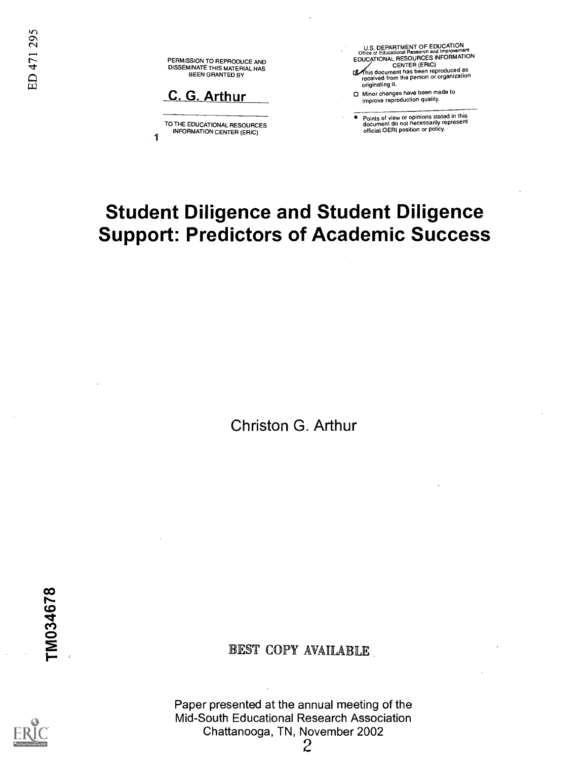PERMISSION TO REPRODUCE AND DISSEMINATE THIS MATERIAL HAS BEEN GRANTED BY

C. G. Arthur

TO THE EDUCATIONAL RESOURCES INFORMATION CENTER (ERIC)

U.S. DEPARTMENT OF EDUCATION
Office of Educational Research and Improvement
EDUCATIONAL RESOURCES INFORMATION CENTER (ERIC)

- ☑ This document has been reproduced as received from the person or organization originating it.
- ☐ Minor changes have been made to improve reproduction quality.
- Points of view or opinions stated in this document do not necessarily represent official OERI position or policy.

# Student Diligence and Student Diligence Support: Predictors of Academic Success

Christon G. Arthur

BEST COPY AVAILABLE

Paper presented at the annual meeting of the Mid-South Educational Research Association
Chattanooga, TN, November 2002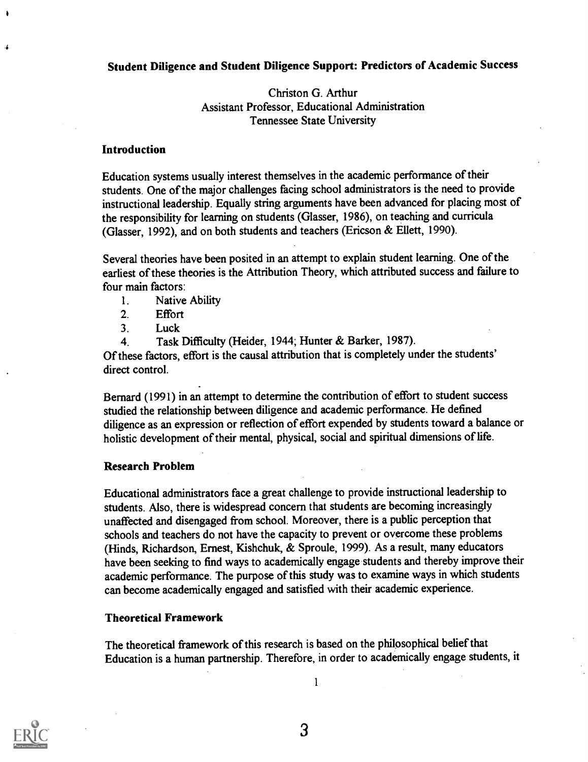# Student Diligence and Student Diligence Support: Predictors of Academic Success

Christon G. Arthur
Assistant Professor, Educational Administration
Tennessee State University

## Introduction

Education systems usually interest themselves in the academic performance of their students. One of the major challenges facing school administrators is the need to provide instructional leadership. Equally string arguments have been advanced for placing most of the responsibility for learning on students (Glasser, 1986), on teaching and curricula (Glasser, 1992), and on both students and teachers (Ericson & Ellett, 1990).

Several theories have been posited in an attempt to explain student learning. One of the earliest of these theories is the Attribution Theory, which attributed success and failure to four main factors:

1. Native Ability
2. Effort
3. Luck
4. Task Difficulty (Heider, 1944; Hunter & Barker, 1987).

Of these factors, effort is the causal attribution that is completely under the students' direct control.

Bernard (1991) in an attempt to determine the contribution of effort to student success studied the relationship between diligence and academic performance. He defined diligence as an expression or reflection of effort expended by students toward a balance or holistic development of their mental, physical, social and spiritual dimensions of life.

## Research Problem

Educational administrators face a great challenge to provide instructional leadership to students. Also, there is widespread concern that students are becoming increasingly unaffected and disengaged from school. Moreover, there is a public perception that schools and teachers do not have the capacity to prevent or overcome these problems (Hinds, Richardson, Ernest, Kishchuk, & Sproule, 1999). As a result, many educators have been seeking to find ways to academically engage students and thereby improve their academic performance. The purpose of this study was to examine ways in which students can become academically engaged and satisfied with their academic experience.

## Theoretical Framework

The theoretical framework of this research is based on the philosophical belief that Education is a human partnership. Therefore, in order to academically engage students, it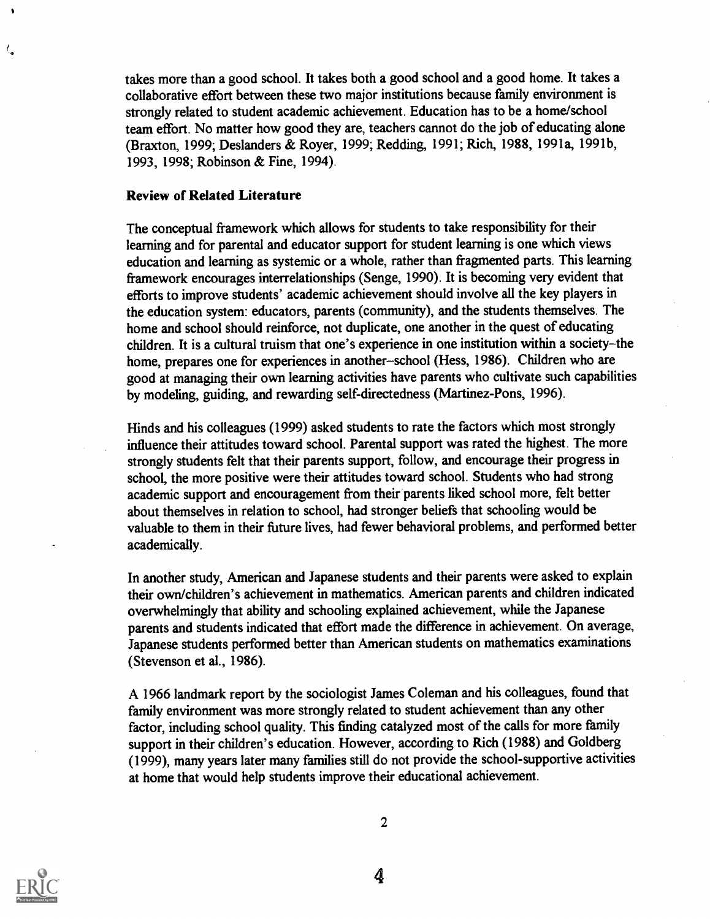takes more than a good school. It takes both a good school and a good home. It takes a collaborative effort between these two major institutions because family environment is strongly related to student academic achievement. Education has to be a home/school team effort. No matter how good they are, teachers cannot do the job of educating alone (Braxton, 1999; Deslanders & Royer, 1999; Redding, 1991; Rich, 1988, 1991a, 1991b, 1993, 1998; Robinson & Fine, 1994).

**Review of Related Literature**

The conceptual framework which allows for students to take responsibility for their learning and for parental and educator support for student learning is one which views education and learning as systemic or a whole, rather than fragmented parts. This learning framework encourages interrelationships (Senge, 1990). It is becoming very evident that efforts to improve students' academic achievement should involve all the key players in the education system: educators, parents (community), and the students themselves. The home and school should reinforce, not duplicate, one another in the quest of educating children. It is a cultural truism that one's experience in one institution within a society–the home, prepares one for experiences in another–school (Hess, 1986). Children who are good at managing their own learning activities have parents who cultivate such capabilities by modeling, guiding, and rewarding self-directedness (Martinez-Pons, 1996).

Hinds and his colleagues (1999) asked students to rate the factors which most strongly influence their attitudes toward school. Parental support was rated the highest. The more strongly students felt that their parents support, follow, and encourage their progress in school, the more positive were their attitudes toward school. Students who had strong academic support and encouragement from their parents liked school more, felt better about themselves in relation to school, had stronger beliefs that schooling would be valuable to them in their future lives, had fewer behavioral problems, and performed better academically.

In another study, American and Japanese students and their parents were asked to explain their own/children's achievement in mathematics. American parents and children indicated overwhelmingly that ability and schooling explained achievement, while the Japanese parents and students indicated that effort made the difference in achievement. On average, Japanese students performed better than American students on mathematics examinations (Stevenson et al., 1986).

A 1966 landmark report by the sociologist James Coleman and his colleagues, found that family environment was more strongly related to student achievement than any other factor, including school quality. This finding catalyzed most of the calls for more family support in their children's education. However, according to Rich (1988) and Goldberg (1999), many years later many families still do not provide the school-supportive activities at home that would help students improve their educational achievement.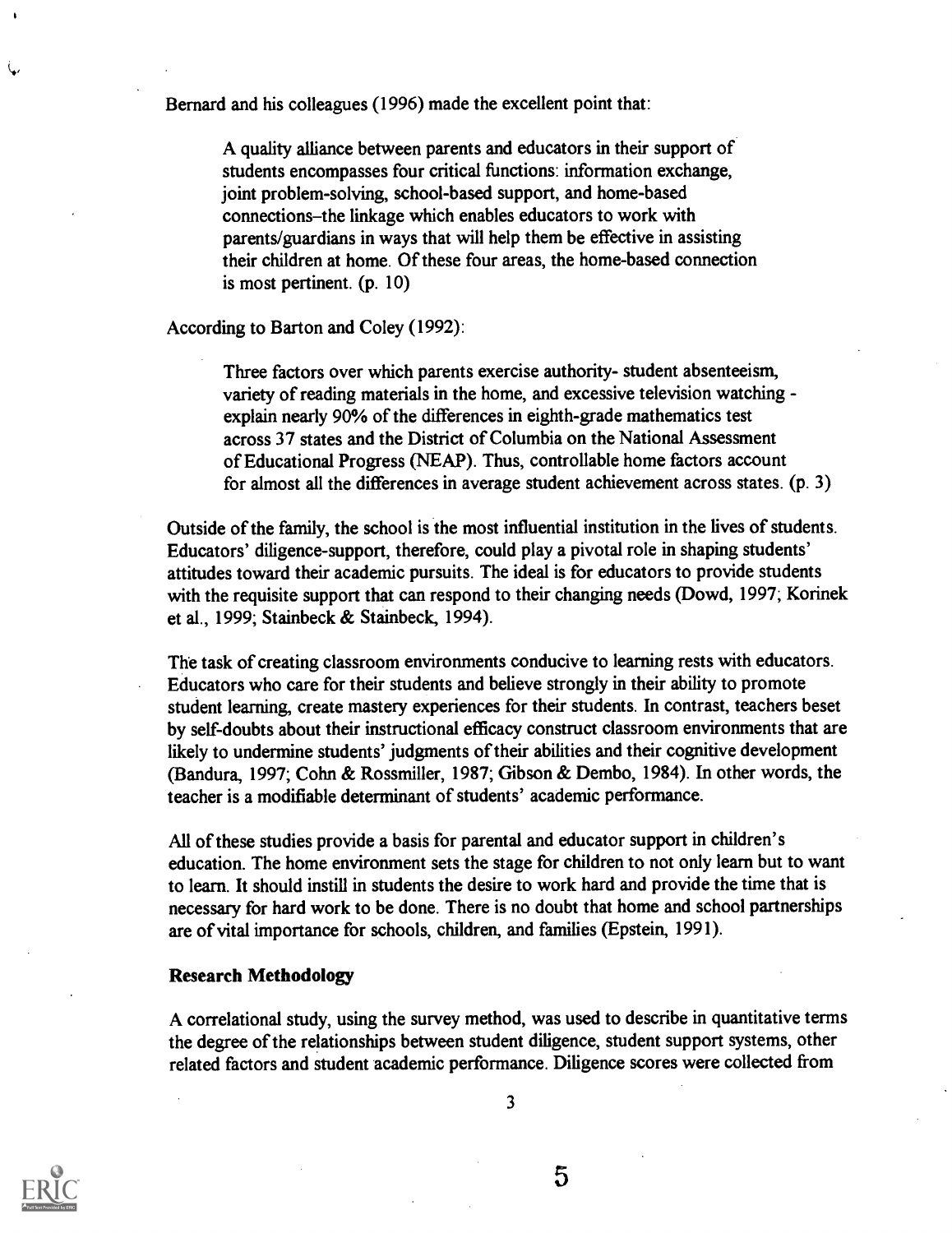Bernard and his colleagues (1996) made the excellent point that:

> A quality alliance between parents and educators in their support of students encompasses four critical functions: information exchange, joint problem-solving, school-based support, and home-based connections–the linkage which enables educators to work with parents/guardians in ways that will help them be effective in assisting their children at home. Of these four areas, the home-based connection is most pertinent. (p. 10)

According to Barton and Coley (1992):

> Three factors over which parents exercise authority- student absenteeism, variety of reading materials in the home, and excessive television watching - explain nearly 90% of the differences in eighth-grade mathematics test across 37 states and the District of Columbia on the National Assessment of Educational Progress (NEAP). Thus, controllable home factors account for almost all the differences in average student achievement across states. (p. 3)

Outside of the family, the school is the most influential institution in the lives of students. Educators' diligence-support, therefore, could play a pivotal role in shaping students' attitudes toward their academic pursuits. The ideal is for educators to provide students with the requisite support that can respond to their changing needs (Dowd, 1997; Korinek et al., 1999; Stainbeck & Stainbeck, 1994).

The task of creating classroom environments conducive to learning rests with educators. Educators who care for their students and believe strongly in their ability to promote student learning, create mastery experiences for their students. In contrast, teachers beset by self-doubts about their instructional efficacy construct classroom environments that are likely to undermine students' judgments of their abilities and their cognitive development (Bandura, 1997; Cohn & Rossmiller, 1987; Gibson & Dembo, 1984). In other words, the teacher is a modifiable determinant of students' academic performance.

All of these studies provide a basis for parental and educator support in children's education. The home environment sets the stage for children to not only learn but to want to learn. It should instill in students the desire to work hard and provide the time that is necessary for hard work to be done. There is no doubt that home and school partnerships are of vital importance for schools, children, and families (Epstein, 1991).

**Research Methodology**

A correlational study, using the survey method, was used to describe in quantitative terms the degree of the relationships between student diligence, student support systems, other related factors and student academic performance. Diligence scores were collected from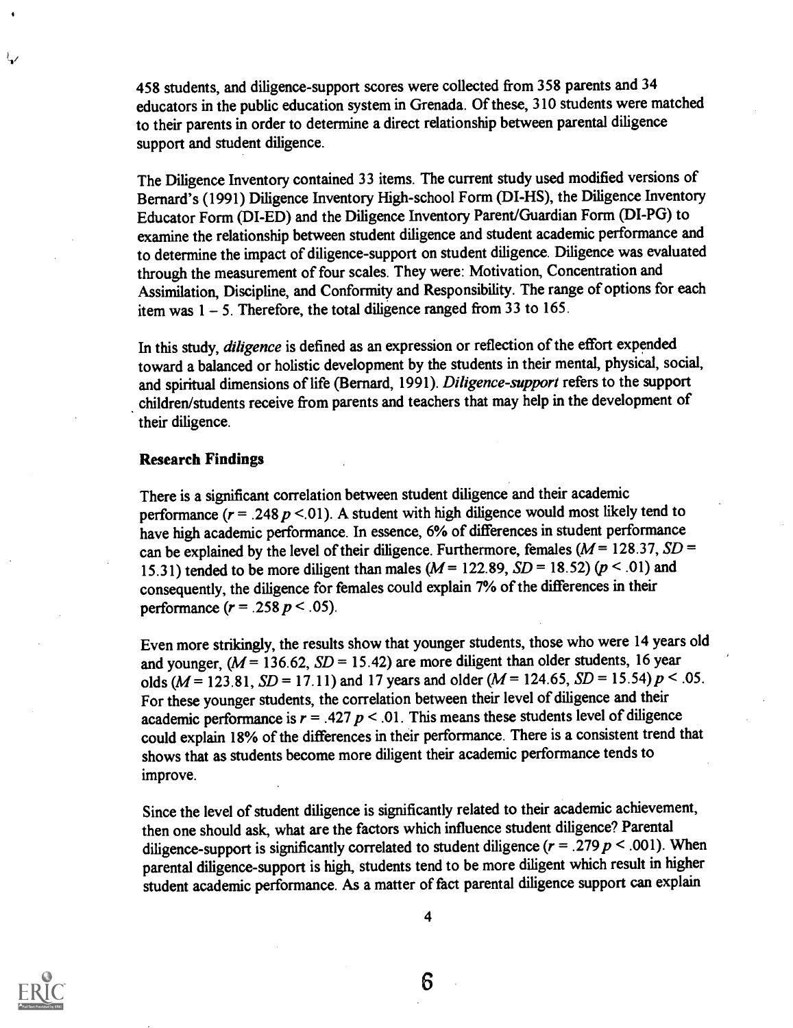458 students, and diligence-support scores were collected from 358 parents and 34 educators in the public education system in Grenada. Of these, 310 students were matched to their parents in order to determine a direct relationship between parental diligence support and student diligence.

The Diligence Inventory contained 33 items. The current study used modified versions of Bernard's (1991) Diligence Inventory High-school Form (DI-HS), the Diligence Inventory Educator Form (DI-ED) and the Diligence Inventory Parent/Guardian Form (DI-PG) to examine the relationship between student diligence and student academic performance and to determine the impact of diligence-support on student diligence. Diligence was evaluated through the measurement of four scales. They were: Motivation, Concentration and Assimilation, Discipline, and Conformity and Responsibility. The range of options for each item was 1 – 5. Therefore, the total diligence ranged from 33 to 165.

In this study, *diligence* is defined as an expression or reflection of the effort expended toward a balanced or holistic development by the students in their mental, physical, social, and spiritual dimensions of life (Bernard, 1991). *Diligence-support* refers to the support children/students receive from parents and teachers that may help in the development of their diligence.

**Research Findings**

There is a significant correlation between student diligence and their academic performance ($r = .248$ $p < .01$). A student with high diligence would most likely tend to have high academic performance. In essence, 6% of differences in student performance can be explained by the level of their diligence. Furthermore, females ($M = 128.37$, $SD = 15.31$) tended to be more diligent than males ($M = 122.89$, $SD = 18.52$) ($p < .01$) and consequently, the diligence for females could explain 7% of the differences in their performance ($r = .258$ $p < .05$).

Even more strikingly, the results show that younger students, those who were 14 years old and younger, ($M = 136.62$, $SD = 15.42$) are more diligent than older students, 16 year olds ($M = 123.81$, $SD = 17.11$) and 17 years and older ($M = 124.65$, $SD = 15.54$) $p < .05$. For these younger students, the correlation between their level of diligence and their academic performance is $r = .427$ $p < .01$. This means these students level of diligence could explain 18% of the differences in their performance. There is a consistent trend that shows that as students become more diligent their academic performance tends to improve.

Since the level of student diligence is significantly related to their academic achievement, then one should ask, what are the factors which influence student diligence? Parental diligence-support is significantly correlated to student diligence ($r = .279$ $p < .001$). When parental diligence-support is high, students tend to be more diligent which result in higher student academic performance. As a matter of fact parental diligence support can explain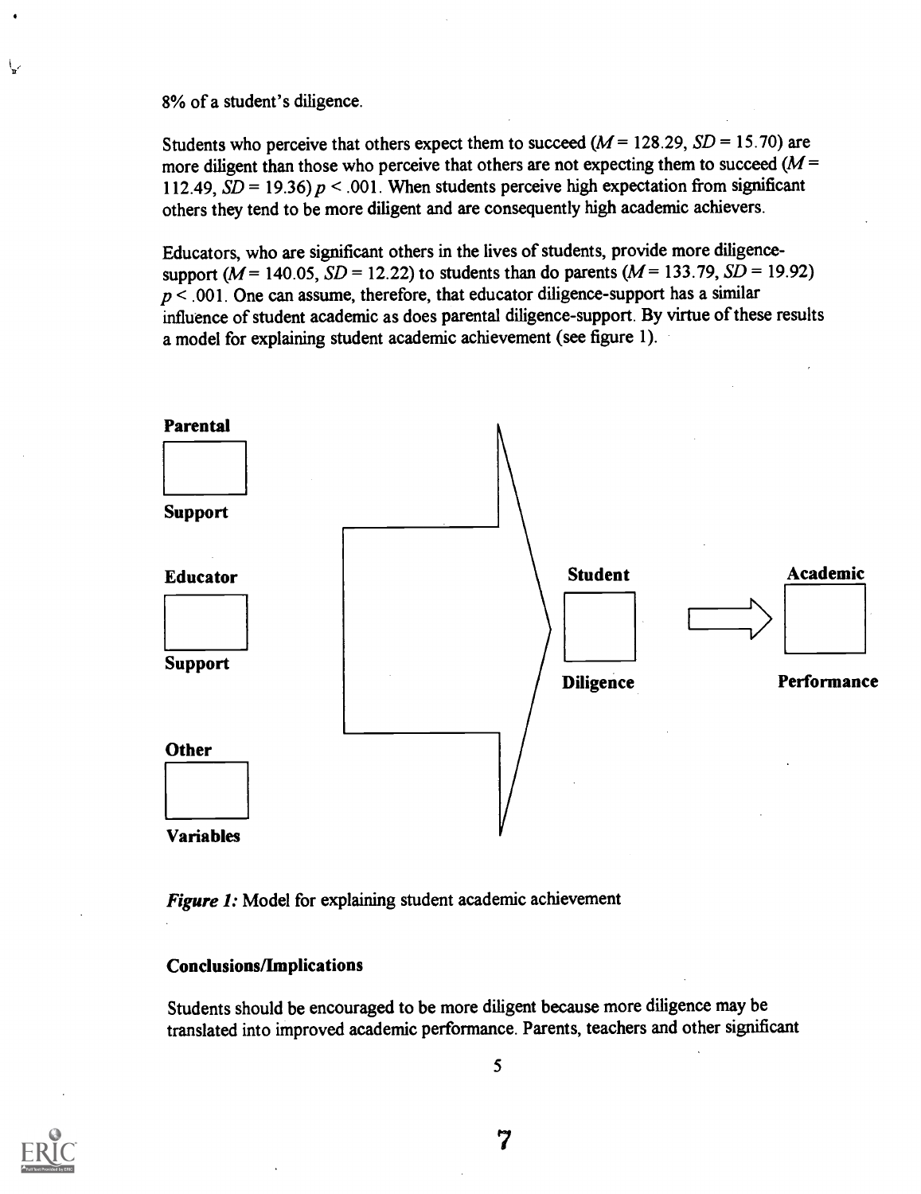8% of a student's diligence.

Students who perceive that others expect them to succeed ($M = 128.29$, $SD = 15.70$) are more diligent than those who perceive that others are not expecting them to succeed ($M = 112.49$, $SD = 19.36$) $p < .001$. When students perceive high expectation from significant others they tend to be more diligent and are consequently high academic achievers.

Educators, who are significant others in the lives of students, provide more diligence-support ($M = 140.05$, $SD = 12.22$) to students than do parents ($M = 133.79$, $SD = 19.92$) $p < .001$. One can assume, therefore, that educator diligence-support has a similar influence of student academic as does parental diligence-support. By virtue of these results a model for explaining student academic achievement (see figure 1).

**Parental Support**

**Educator Support**

**Other Variables**

**Student Diligence**

**Academic Performance**

*Figure 1:* Model for explaining student academic achievement

### Conclusions/Implications

Students should be encouraged to be more diligent because more diligence may be translated into improved academic performance. Parents, teachers and other significant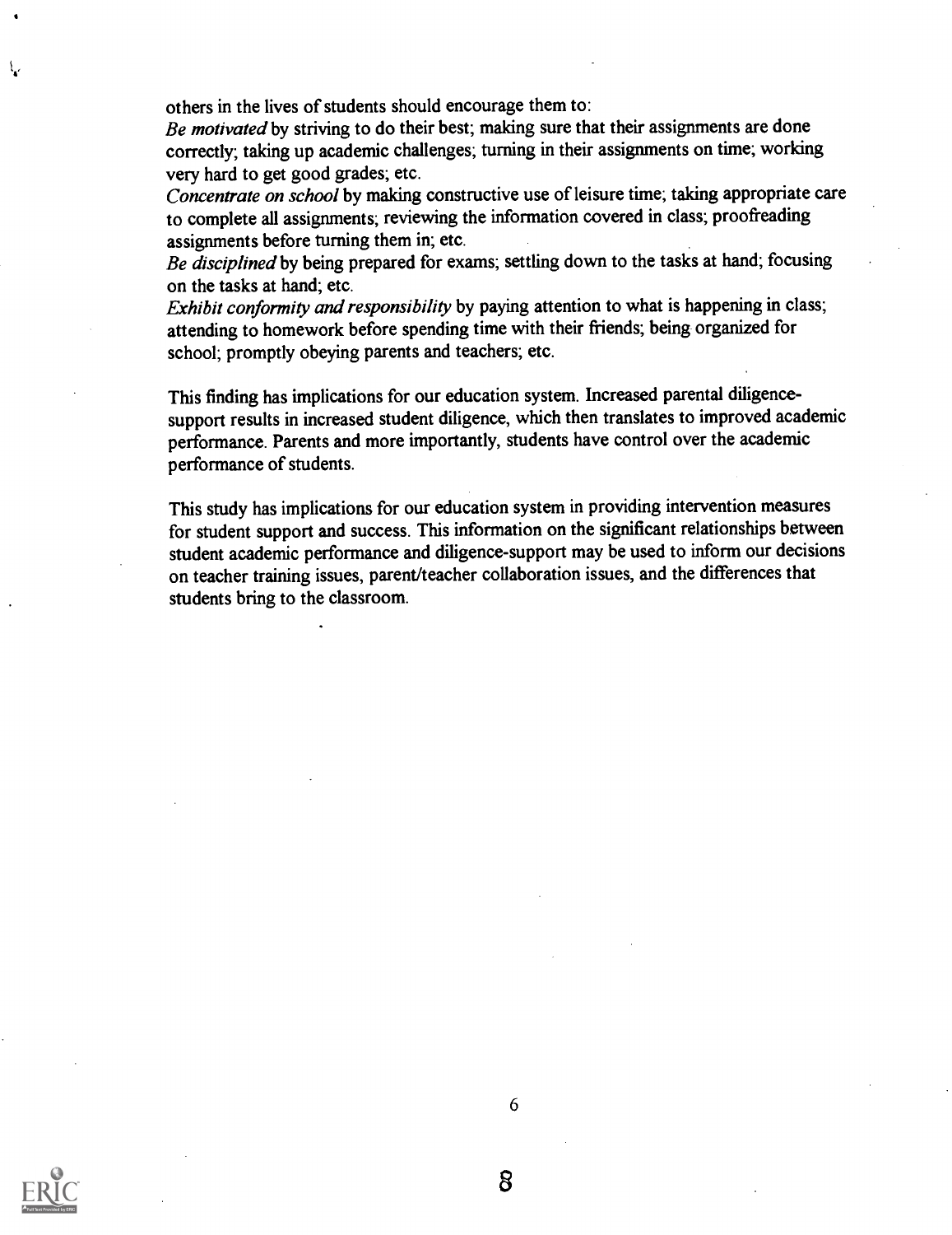others in the lives of students should encourage them to:
*Be motivated* by striving to do their best; making sure that their assignments are done correctly; taking up academic challenges; turning in their assignments on time; working very hard to get good grades; etc.
*Concentrate on school* by making constructive use of leisure time; taking appropriate care to complete all assignments; reviewing the information covered in class; proofreading assignments before turning them in; etc.
*Be disciplined* by being prepared for exams; settling down to the tasks at hand; focusing on the tasks at hand; etc.
*Exhibit conformity and responsibility* by paying attention to what is happening in class; attending to homework before spending time with their friends; being organized for school; promptly obeying parents and teachers; etc.

This finding has implications for our education system. Increased parental diligence-support results in increased student diligence, which then translates to improved academic performance. Parents and more importantly, students have control over the academic performance of students.

This study has implications for our education system in providing intervention measures for student support and success. This information on the significant relationships between student academic performance and diligence-support may be used to inform our decisions on teacher training issues, parent/teacher collaboration issues, and the differences that students bring to the classroom.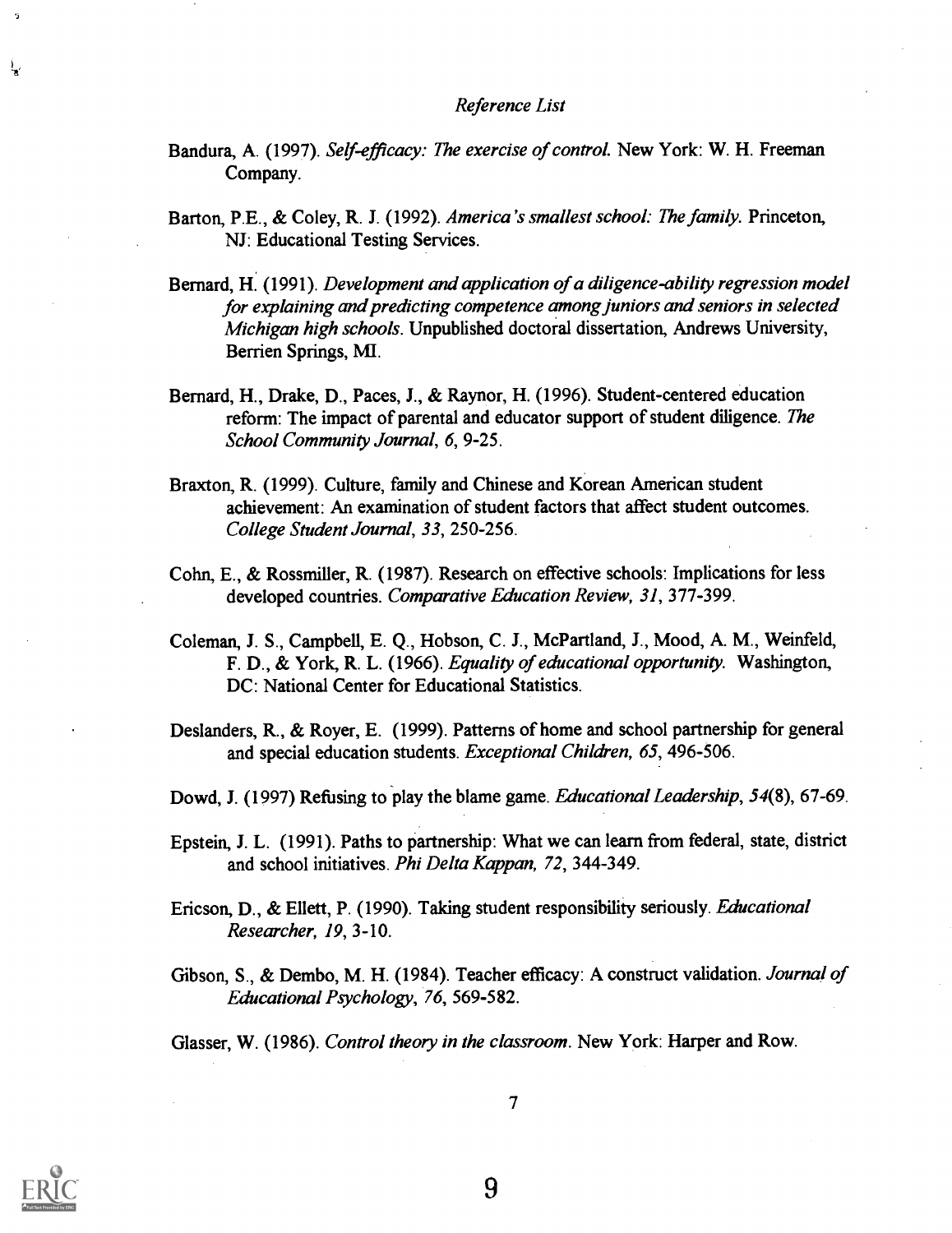*Reference List*

Bandura, A. (1997). *Self-efficacy: The exercise of control.* New York: W. H. Freeman Company.

Barton, P.E., & Coley, R. J. (1992). *America's smallest school: The family.* Princeton, NJ: Educational Testing Services.

Bernard, H. (1991). *Development and application of a diligence-ability regression model for explaining and predicting competence among juniors and seniors in selected Michigan high schools.* Unpublished doctoral dissertation, Andrews University, Berrien Springs, MI.

Bernard, H., Drake, D., Paces, J., & Raynor, H. (1996). Student-centered education reform: The impact of parental and educator support of student diligence. *The School Community Journal, 6,* 9-25.

Braxton, R. (1999). Culture, family and Chinese and Korean American student achievement: An examination of student factors that affect student outcomes. *College Student Journal, 33,* 250-256.

Cohn, E., & Rossmiller, R. (1987). Research on effective schools: Implications for less developed countries. *Comparative Education Review, 31,* 377-399.

Coleman, J. S., Campbell, E. Q., Hobson, C. J., McPartland, J., Mood, A. M., Weinfeld, F. D., & York, R. L. (1966). *Equality of educational opportunity.* Washington, DC: National Center for Educational Statistics.

Deslanders, R., & Royer, E. (1999). Patterns of home and school partnership for general and special education students. *Exceptional Children, 65,* 496-506.

Dowd, J. (1997) Refusing to play the blame game. *Educational Leadership, 54*(8), 67-69.

Epstein, J. L. (1991). Paths to partnership: What we can learn from federal, state, district and school initiatives. *Phi Delta Kappan, 72,* 344-349.

Ericson, D., & Ellett, P. (1990). Taking student responsibility seriously. *Educational Researcher, 19,* 3-10.

Gibson, S., & Dembo, M. H. (1984). Teacher efficacy: A construct validation. *Journal of Educational Psychology, 76,* 569-582.

Glasser, W. (1986). *Control theory in the classroom.* New York: Harper and Row.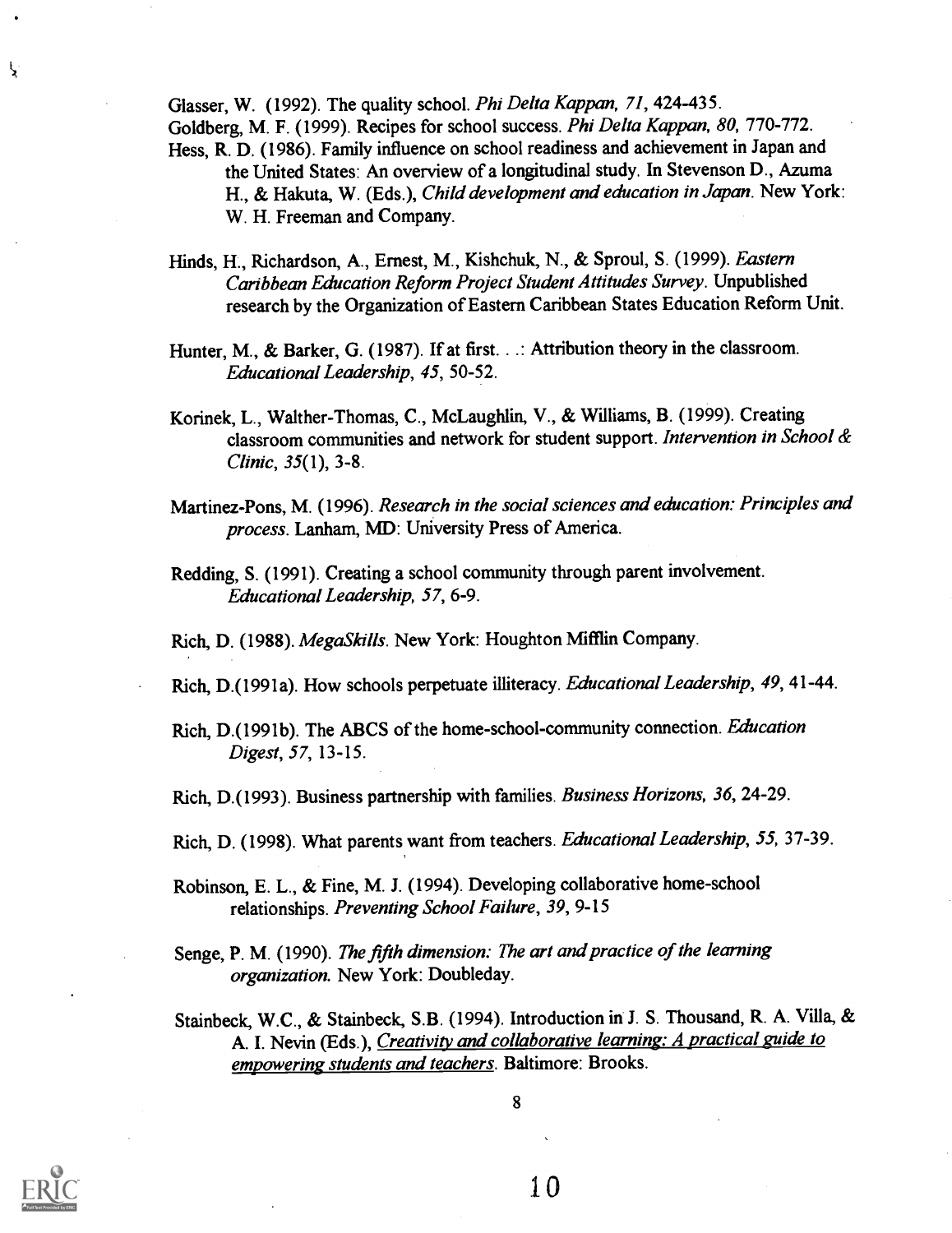Glasser, W. (1992). The quality school. *Phi Delta Kappan, 71*, 424-435.

Goldberg, M. F. (1999). Recipes for school success. *Phi Delta Kappan, 80*, 770-772.

Hess, R. D. (1986). Family influence on school readiness and achievement in Japan and the United States: An overview of a longitudinal study. In Stevenson D., Azuma H., & Hakuta, W. (Eds.), *Child development and education in Japan*. New York: W. H. Freeman and Company.

Hinds, H., Richardson, A., Ernest, M., Kishchuk, N., & Sproul, S. (1999). *Eastern Caribbean Education Reform Project Student Attitudes Survey*. Unpublished research by the Organization of Eastern Caribbean States Education Reform Unit.

Hunter, M., & Barker, G. (1987). If at first. . .: Attribution theory in the classroom. *Educational Leadership, 45*, 50-52.

Korinek, L., Walther-Thomas, C., McLaughlin, V., & Williams, B. (1999). Creating classroom communities and network for student support. *Intervention in School & Clinic, 35*(1), 3-8.

Martinez-Pons, M. (1996). *Research in the social sciences and education: Principles and process*. Lanham, MD: University Press of America.

Redding, S. (1991). Creating a school community through parent involvement. *Educational Leadership, 57*, 6-9.

Rich, D. (1988). *MegaSkills*. New York: Houghton Mifflin Company.

Rich, D.(1991a). How schools perpetuate illiteracy. *Educational Leadership, 49*, 41-44.

Rich, D.(1991b). The ABCS of the home-school-community connection. *Education Digest, 57*, 13-15.

Rich, D.(1993). Business partnership with families. *Business Horizons, 36*, 24-29.

Rich, D. (1998). What parents want from teachers. *Educational Leadership, 55*, 37-39.

Robinson, E. L., & Fine, M. J. (1994). Developing collaborative home-school relationships. *Preventing School Failure, 39*, 9-15

Senge, P. M. (1990). *The fifth dimension: The art and practice of the learning organization.* New York: Doubleday.

Stainbeck, W.C., & Stainbeck, S.B. (1994). Introduction in J. S. Thousand, R. A. Villa, & A. I. Nevin (Eds.), Creativity and collaborative learning: A practical guide to empowering students and teachers. Baltimore: Brooks.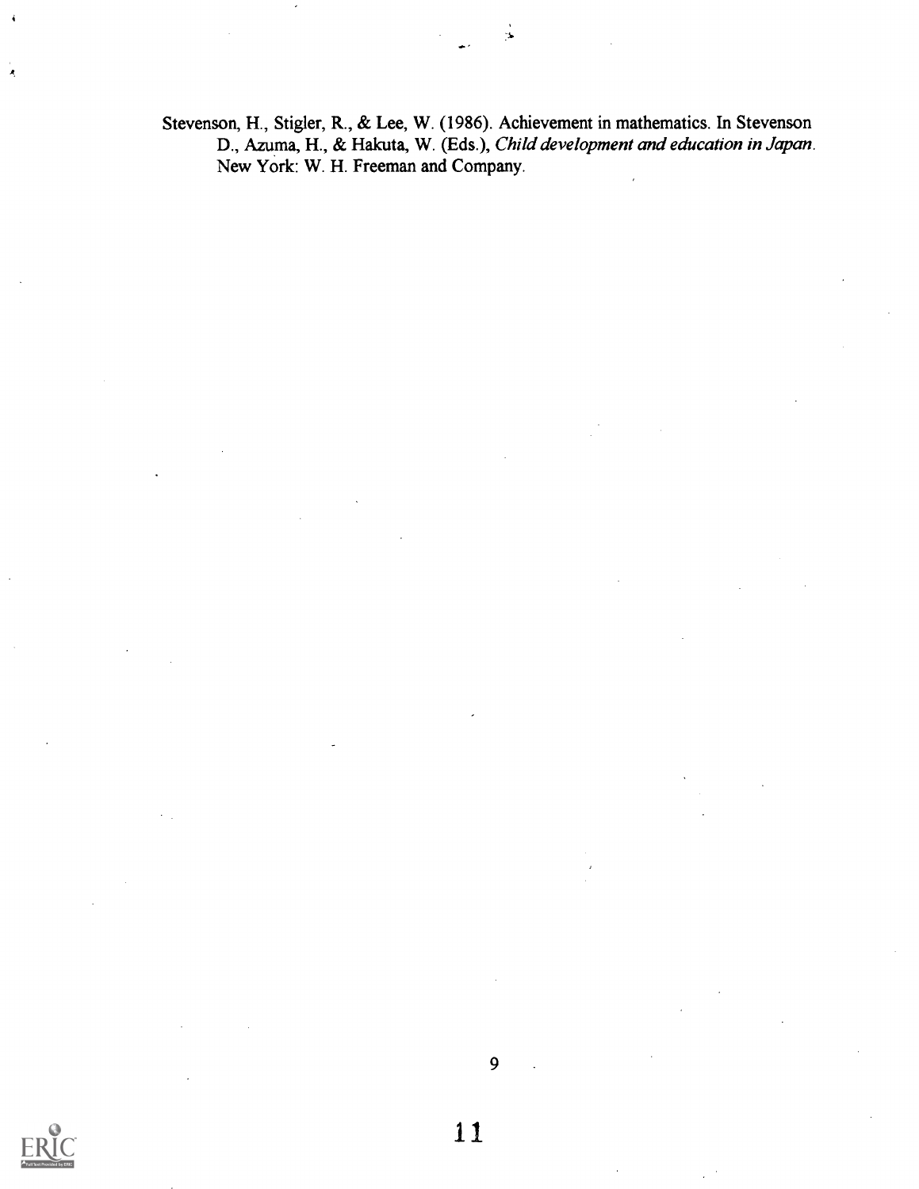Stevenson, H., Stigler, R., & Lee, W. (1986). Achievement in mathematics. In Stevenson D., Azuma, H., & Hakuta, W. (Eds.), *Child development and education in Japan*. New York: W. H. Freeman and Company.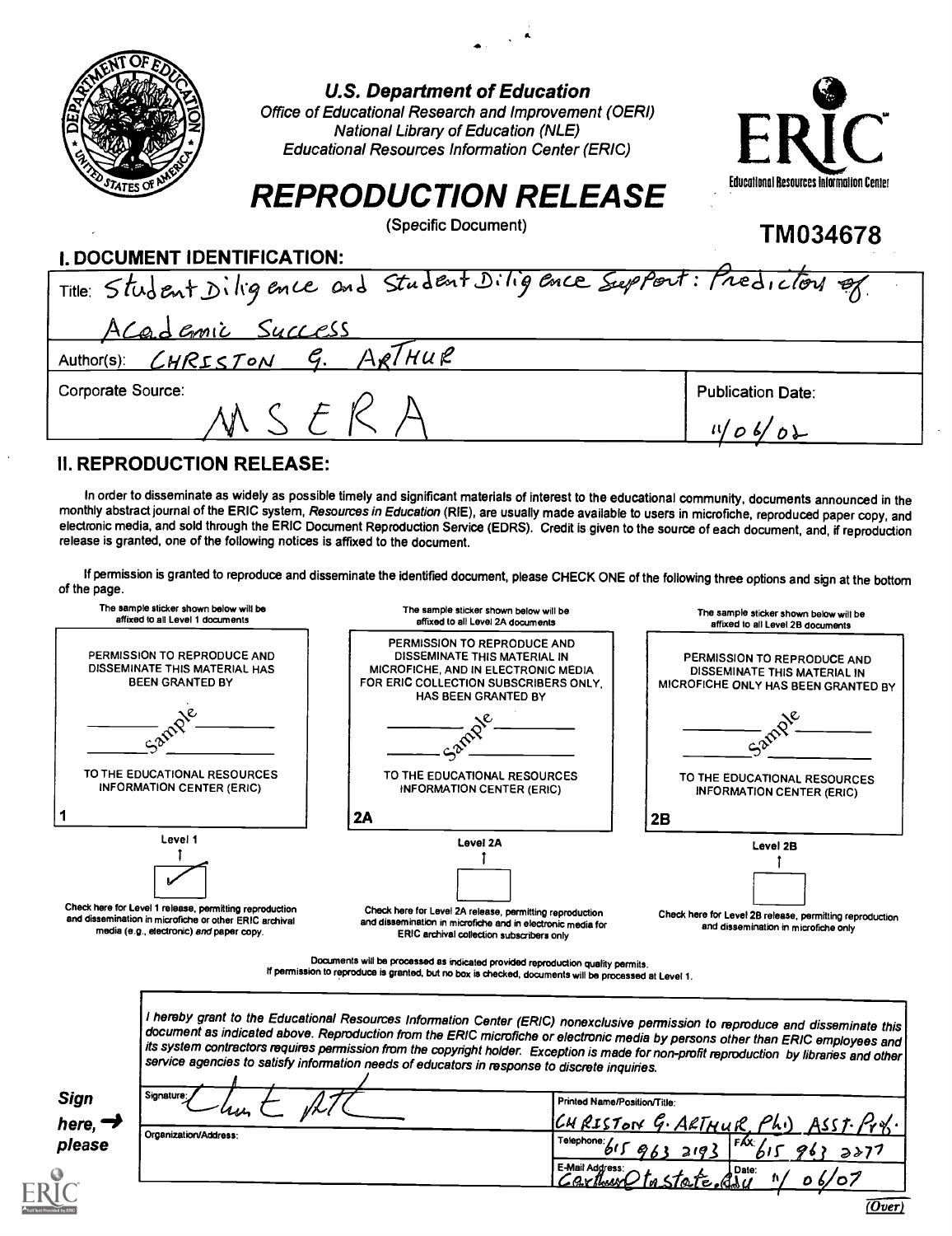**U.S. Department of Education**
*Office of Educational Research and Improvement (OERI)*
*National Library of Education (NLE)*
*Educational Resources Information Center (ERIC)*

ERIC
Educational Resources Information Center

# REPRODUCTION RELEASE

(Specific Document)

**TM034678**

## I. DOCUMENT IDENTIFICATION:

| | |
|---|---|
| Title: Student Diligence and Student Diligence Support: Predictors of Academic Success | |
| Author(s): CHRISTON G. ARTHUR | |
| Corporate Source: MSERA | Publication Date: 11/06/02 |

## II. REPRODUCTION RELEASE:

In order to disseminate as widely as possible timely and significant materials of interest to the educational community, documents announced in the monthly abstract journal of the ERIC system, *Resources in Education* (RIE), are usually made available to users in microfiche, reproduced paper copy, and electronic media, and sold through the ERIC Document Reproduction Service (EDRS). Credit is given to the source of each document, and, if reproduction release is granted, one of the following notices is affixed to the document.

If permission is granted to reproduce and disseminate the identified document, please CHECK ONE of the following three options and sign at the bottom of the page.

| The sample sticker shown below will be affixed to all Level 1 documents | The sample sticker shown below will be affixed to all Level 2A documents | The sample sticker shown below will be affixed to all Level 2B documents |
|---|---|---|
| PERMISSION TO REPRODUCE AND DISSEMINATE THIS MATERIAL HAS BEEN GRANTED BY<br>Sample<br>TO THE EDUCATIONAL RESOURCES INFORMATION CENTER (ERIC) | PERMISSION TO REPRODUCE AND DISSEMINATE THIS MATERIAL IN MICROFICHE, AND IN ELECTRONIC MEDIA FOR ERIC COLLECTION SUBSCRIBERS ONLY, HAS BEEN GRANTED BY<br>Sample<br>TO THE EDUCATIONAL RESOURCES INFORMATION CENTER (ERIC) | PERMISSION TO REPRODUCE AND DISSEMINATE THIS MATERIAL IN MICROFICHE ONLY HAS BEEN GRANTED BY<br>Sample<br>TO THE EDUCATIONAL RESOURCES INFORMATION CENTER (ERIC) |
| 1 | 2A | 2B |
| Level 1 | Level 2A | Level 2B |
| [✓] | [ ] | [ ] |
| Check here for Level 1 release, permitting reproduction and dissemination in microfiche or other ERIC archival media (e.g., electronic) *and* paper copy. | Check here for Level 2A release, permitting reproduction and dissemination in microfiche and in electronic media for ERIC archival collection subscribers only | Check here for Level 2B release, permitting reproduction and dissemination in microfiche only |

Documents will be processed as indicated provided reproduction quality permits.
If permission to reproduce is granted, but no box is checked, documents will be processed at Level 1.

*I hereby grant to the Educational Resources Information Center (ERIC) nonexclusive permission to reproduce and disseminate this document as indicated above. Reproduction from the ERIC microfiche or electronic media by persons other than ERIC employees and its system contractors requires permission from the copyright holder. Exception is made for non-profit reproduction by libraries and other service agencies to satisfy information needs of educators in response to discrete inquiries.*

**Sign here, please**

| | |
|---|---|
| Signature: [signature] | Printed Name/Position/Title: CHRISTON G. ARTHUR, PhD ASST. Prof. |
| Organization/Address: | Telephone: 615 963 2193 &nbsp;&nbsp; FAX: 615 963 2377 |
| | E-Mail Address: Carthur@tnstate.edu &nbsp;&nbsp; Date: 11/06/07 |

(Over)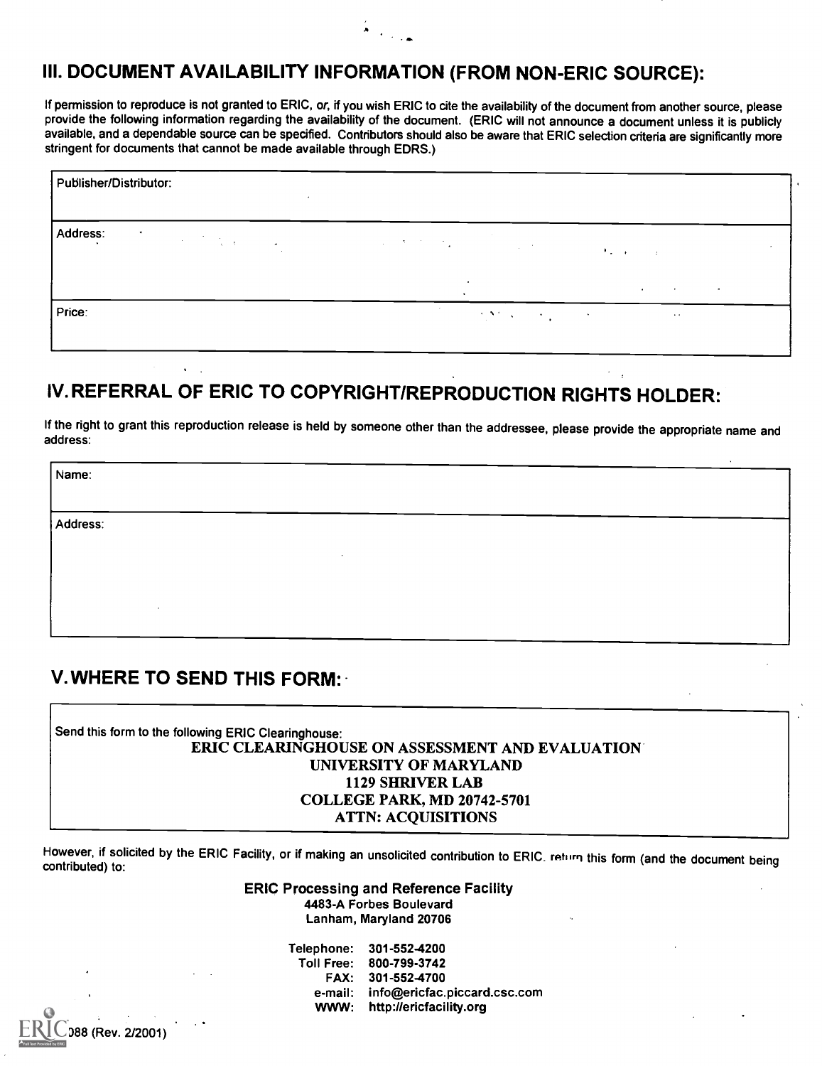## III. DOCUMENT AVAILABILITY INFORMATION (FROM NON-ERIC SOURCE):

If permission to reproduce is not granted to ERIC, or, if you wish ERIC to cite the availability of the document from another source, please provide the following information regarding the availability of the document. (ERIC will not announce a document unless it is publicly available, and a dependable source can be specified. Contributors should also be aware that ERIC selection criteria are significantly more stringent for documents that cannot be made available through EDRS.)

| | |
|---|---|
| Publisher/Distributor: | |
| Address: | |
| Price: | |

## IV. REFERRAL OF ERIC TO COPYRIGHT/REPRODUCTION RIGHTS HOLDER:

If the right to grant this reproduction release is held by someone other than the addressee, please provide the appropriate name and address:

| | |
|---|---|
| Name: | |
| Address: | |

## V. WHERE TO SEND THIS FORM:

Send this form to the following ERIC Clearinghouse:

**ERIC CLEARINGHOUSE ON ASSESSMENT AND EVALUATION**
**UNIVERSITY OF MARYLAND**
**1129 SHRIVER LAB**
**COLLEGE PARK, MD 20742-5701**
**ATTN: ACQUISITIONS**

However, if solicited by the ERIC Facility, or if making an unsolicited contribution to ERIC, return this form (and the document being contributed) to:

**ERIC Processing and Reference Facility**
**4483-A Forbes Boulevard**
**Lanham, Maryland 20706**

Telephone: 301-552-4200
Toll Free: 800-799-3742
FAX: 301-552-4700
e-mail: info@ericfac.piccard.csc.com
WWW: http://ericfacility.org

EFF-088 (Rev. 2/2001)